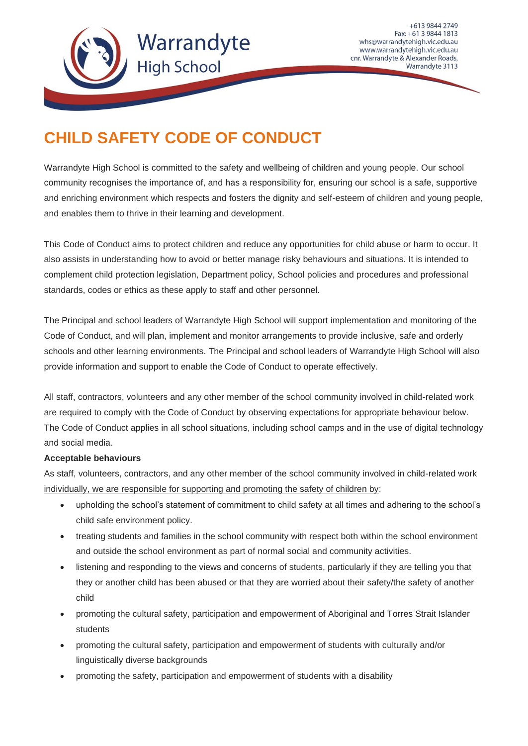Warrandyte High School

+613 9844 2749
Fax: +61 3 9844 1813
whs@warrandytehigh.vic.edu.au
www.warrandytehigh.vic.edu.au
cnr. Warrandyte & Alexander Roads,
Warrandyte 3113

# CHILD SAFETY CODE OF CONDUCT

Warrandyte High School is committed to the safety and wellbeing of children and young people. Our school community recognises the importance of, and has a responsibility for, ensuring our school is a safe, supportive and enriching environment which respects and fosters the dignity and self-esteem of children and young people, and enables them to thrive in their learning and development.

This Code of Conduct aims to protect children and reduce any opportunities for child abuse or harm to occur. It also assists in understanding how to avoid or better manage risky behaviours and situations. It is intended to complement child protection legislation, Department policy, School policies and procedures and professional standards, codes or ethics as these apply to staff and other personnel.

The Principal and school leaders of Warrandyte High School will support implementation and monitoring of the Code of Conduct, and will plan, implement and monitor arrangements to provide inclusive, safe and orderly schools and other learning environments. The Principal and school leaders of Warrandyte High School will also provide information and support to enable the Code of Conduct to operate effectively.

All staff, contractors, volunteers and any other member of the school community involved in child-related work are required to comply with the Code of Conduct by observing expectations for appropriate behaviour below. The Code of Conduct applies in all school situations, including school camps and in the use of digital technology and social media.

**Acceptable behaviours**

As staff, volunteers, contractors, and any other member of the school community involved in child-related work individually, we are responsible for supporting and promoting the safety of children by:

- upholding the school's statement of commitment to child safety at all times and adhering to the school's child safe environment policy.
- treating students and families in the school community with respect both within the school environment and outside the school environment as part of normal social and community activities.
- listening and responding to the views and concerns of students, particularly if they are telling you that they or another child has been abused or that they are worried about their safety/the safety of another child
- promoting the cultural safety, participation and empowerment of Aboriginal and Torres Strait Islander students
- promoting the cultural safety, participation and empowerment of students with culturally and/or linguistically diverse backgrounds
- promoting the safety, participation and empowerment of students with a disability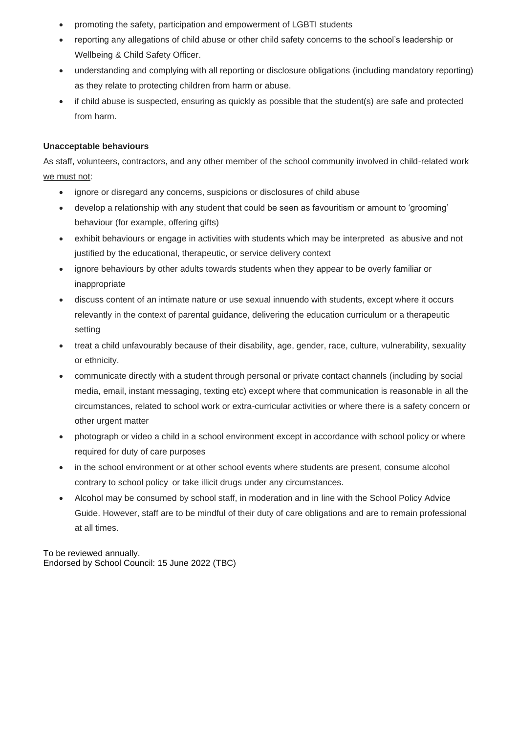- promoting the safety, participation and empowerment of LGBTI students
- reporting any allegations of child abuse or other child safety concerns to the school's leadership or Wellbeing & Child Safety Officer.
- understanding and complying with all reporting or disclosure obligations (including mandatory reporting) as they relate to protecting children from harm or abuse.
- if child abuse is suspected, ensuring as quickly as possible that the student(s) are safe and protected from harm.

**Unacceptable behaviours**

As staff, volunteers, contractors, and any other member of the school community involved in child-related work <u>we must not</u>:

- ignore or disregard any concerns, suspicions or disclosures of child abuse
- develop a relationship with any student that could be seen as favouritism or amount to 'grooming' behaviour (for example, offering gifts)
- exhibit behaviours or engage in activities with students which may be interpreted as abusive and not justified by the educational, therapeutic, or service delivery context
- ignore behaviours by other adults towards students when they appear to be overly familiar or inappropriate
- discuss content of an intimate nature or use sexual innuendo with students, except where it occurs relevantly in the context of parental guidance, delivering the education curriculum or a therapeutic setting
- treat a child unfavourably because of their disability, age, gender, race, culture, vulnerability, sexuality or ethnicity.
- communicate directly with a student through personal or private contact channels (including by social media, email, instant messaging, texting etc) except where that communication is reasonable in all the circumstances, related to school work or extra-curricular activities or where there is a safety concern or other urgent matter
- photograph or video a child in a school environment except in accordance with school policy or where required for duty of care purposes
- in the school environment or at other school events where students are present, consume alcohol contrary to school policy or take illicit drugs under any circumstances.
- Alcohol may be consumed by school staff, in moderation and in line with the School Policy Advice Guide. However, staff are to be mindful of their duty of care obligations and are to remain professional at all times.

To be reviewed annually.
Endorsed by School Council: 15 June 2022 (TBC)